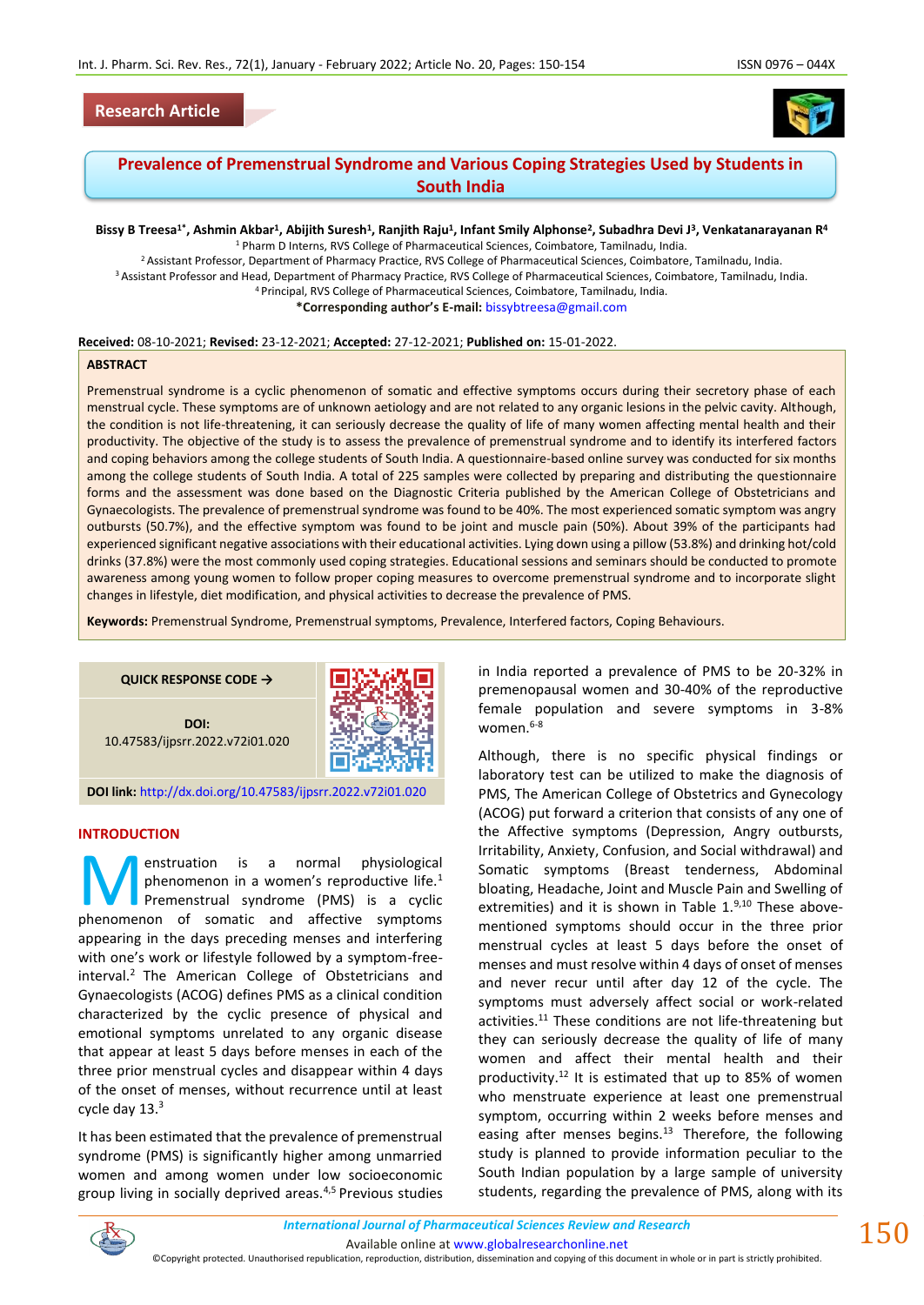Research Article

# Prevalence of Premenstrual Syndrome and Various Coping Strategies Used by Students in South India

**Bissy B Treesa[1*], Ashmin Akbar[1], Abijith Suresh[1], Ranjith Raju[1], Infant Smily Alphonse[2], Subadhra Devi J[3], Venkatanarayanan R[4]**

[1] Pharm D Interns, RVS College of Pharmaceutical Sciences, Coimbatore, Tamilnadu, India.
[2] Assistant Professor, Department of Pharmacy Practice, RVS College of Pharmaceutical Sciences, Coimbatore, Tamilnadu, India.
[3] Assistant Professor and Head, Department of Pharmacy Practice, RVS College of Pharmaceutical Sciences, Coimbatore, Tamilnadu, India.
[4] Principal, RVS College of Pharmaceutical Sciences, Coimbatore, Tamilnadu, India.
***Corresponding author's E-mail:** bissybtreesa@gmail.com

**Received:** 08-10-2021; **Revised:** 23-12-2021; **Accepted:** 27-12-2021; **Published on:** 15-01-2022.

## ABSTRACT

Premenstrual syndrome is a cyclic phenomenon of somatic and effective symptoms occurs during their secretory phase of each menstrual cycle. These symptoms are of unknown aetiology and are not related to any organic lesions in the pelvic cavity. Although, the condition is not life-threatening, it can seriously decrease the quality of life of many women affecting mental health and their productivity. The objective of the study is to assess the prevalence of premenstrual syndrome and to identify its interfered factors and coping behaviors among the college students of South India. A questionnaire-based online survey was conducted for six months among the college students of South India. A total of 225 samples were collected by preparing and distributing the questionnaire forms and the assessment was done based on the Diagnostic Criteria published by the American College of Obstetricians and Gynaecologists. The prevalence of premenstrual syndrome was found to be 40%. The most experienced somatic symptom was angry outbursts (50.7%), and the effective symptom was found to be joint and muscle pain (50%). About 39% of the participants had experienced significant negative associations with their educational activities. Lying down using a pillow (53.8%) and drinking hot/cold drinks (37.8%) were the most commonly used coping strategies. Educational sessions and seminars should be conducted to promote awareness among young women to follow proper coping measures to overcome premenstrual syndrome and to incorporate slight changes in lifestyle, diet modification, and physical activities to decrease the prevalence of PMS.

**Keywords:** Premenstrual Syndrome, Premenstrual symptoms, Prevalence, Interfered factors, Coping Behaviours.

**QUICK RESPONSE CODE →**

**DOI:** 10.47583/ijpsrr.2022.v72i01.020

**DOI link:** http://dx.doi.org/10.47583/ijpsrr.2022.v72i01.020

## INTRODUCTION

Menstruation is a normal physiological phenomenon in a women's reproductive life.[1] Premenstrual syndrome (PMS) is a cyclic phenomenon of somatic and affective symptoms appearing in the days preceding menses and interfering with one's work or lifestyle followed by a symptom-free-interval.[2] The American College of Obstetricians and Gynaecologists (ACOG) defines PMS as a clinical condition characterized by the cyclic presence of physical and emotional symptoms unrelated to any organic disease that appear at least 5 days before menses in each of the three prior menstrual cycles and disappear within 4 days of the onset of menses, without recurrence until at least cycle day 13.[3]

It has been estimated that the prevalence of premenstrual syndrome (PMS) is significantly higher among unmarried women and among women under low socioeconomic group living in socially deprived areas.[4,5] Previous studies in India reported a prevalence of PMS to be 20-32% in premenopausal women and 30-40% of the reproductive female population and severe symptoms in 3-8% women.[6-8]

Although, there is no specific physical findings or laboratory test can be utilized to make the diagnosis of PMS, The American College of Obstetrics and Gynecology (ACOG) put forward a criterion that consists of any one of the Affective symptoms (Depression, Angry outbursts, Irritability, Anxiety, Confusion, and Social withdrawal) and Somatic symptoms (Breast tenderness, Abdominal bloating, Headache, Joint and Muscle Pain and Swelling of extremities) and it is shown in Table 1.[9,10] These above-mentioned symptoms should occur in the three prior menstrual cycles at least 5 days before the onset of menses and must resolve within 4 days of onset of menses and never recur until after day 12 of the cycle. The symptoms must adversely affect social or work-related activities.[11] These conditions are not life-threatening but they can seriously decrease the quality of life of many women and affect their mental health and their productivity.[12] It is estimated that up to 85% of women who menstruate experience at least one premenstrual symptom, occurring within 2 weeks before menses and easing after menses begins.[13] Therefore, the following study is planned to provide information peculiar to the South Indian population by a large sample of university students, regarding the prevalence of PMS, along with its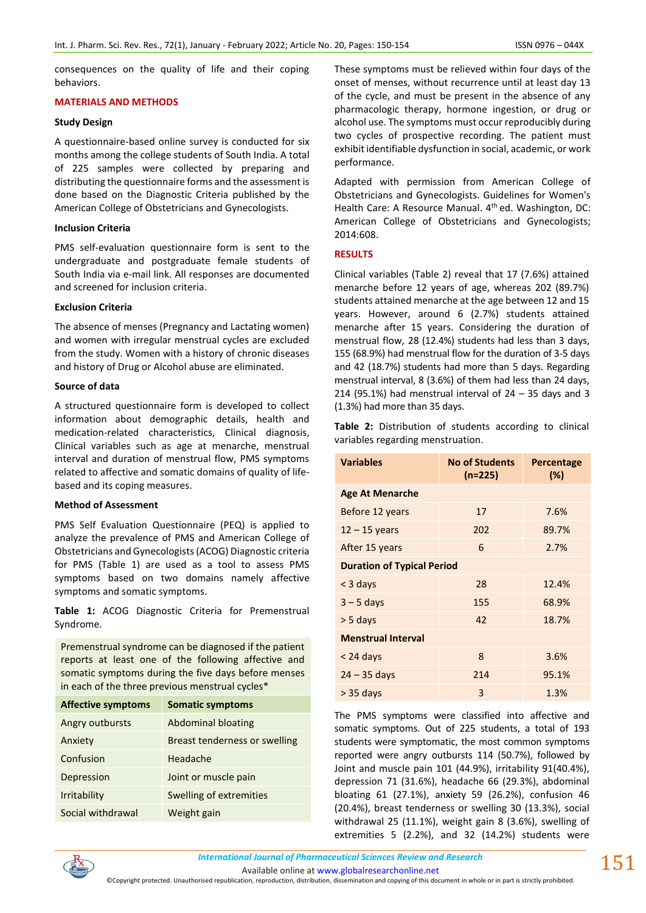consequences on the quality of life and their coping behaviors.

## MATERIALS AND METHODS

### Study Design

A questionnaire-based online survey is conducted for six months among the college students of South India. A total of 225 samples were collected by preparing and distributing the questionnaire forms and the assessment is done based on the Diagnostic Criteria published by the American College of Obstetricians and Gynecologists.

### Inclusion Criteria

PMS self-evaluation questionnaire form is sent to the undergraduate and postgraduate female students of South India via e-mail link. All responses are documented and screened for inclusion criteria.

### Exclusion Criteria

The absence of menses (Pregnancy and Lactating women) and women with irregular menstrual cycles are excluded from the study. Women with a history of chronic diseases and history of Drug or Alcohol abuse are eliminated.

### Source of data

A structured questionnaire form is developed to collect information about demographic details, health and medication-related characteristics, Clinical diagnosis, Clinical variables such as age at menarche, menstrual interval and duration of menstrual flow, PMS symptoms related to affective and somatic domains of quality of life-based and its coping measures.

### Method of Assessment

PMS Self Evaluation Questionnaire (PEQ) is applied to analyze the prevalence of PMS and American College of Obstetricians and Gynecologists (ACOG) Diagnostic criteria for PMS (Table 1) are used as a tool to assess PMS symptoms based on two domains namely affective symptoms and somatic symptoms.

**Table 1:** ACOG Diagnostic Criteria for Premenstrual Syndrome.

Premenstrual syndrome can be diagnosed if the patient reports at least one of the following affective and somatic symptoms during the five days before menses in each of the three previous menstrual cycles*

| Affective symptoms | Somatic symptoms |
|---|---|
| Angry outbursts | Abdominal bloating |
| Anxiety | Breast tenderness or swelling |
| Confusion | Headache |
| Depression | Joint or muscle pain |
| Irritability | Swelling of extremities |
| Social withdrawal | Weight gain |

These symptoms must be relieved within four days of the onset of menses, without recurrence until at least day 13 of the cycle, and must be present in the absence of any pharmacologic therapy, hormone ingestion, or drug or alcohol use. The symptoms must occur reproducibly during two cycles of prospective recording. The patient must exhibit identifiable dysfunction in social, academic, or work performance.

Adapted with permission from American College of Obstetricians and Gynecologists. Guidelines for Women's Health Care: A Resource Manual. 4th ed. Washington, DC: American College of Obstetricians and Gynecologists; 2014:608.

## RESULTS

Clinical variables (Table 2) reveal that 17 (7.6%) attained menarche before 12 years of age, whereas 202 (89.7%) students attained menarche at the age between 12 and 15 years. However, around 6 (2.7%) students attained menarche after 15 years. Considering the duration of menstrual flow, 28 (12.4%) students had less than 3 days, 155 (68.9%) had menstrual flow for the duration of 3-5 days and 42 (18.7%) students had more than 5 days. Regarding menstrual interval, 8 (3.6%) of them had less than 24 days, 214 (95.1%) had menstrual interval of 24 – 35 days and 3 (1.3%) had more than 35 days.

**Table 2:** Distribution of students according to clinical variables regarding menstruation.

| Variables | No of Students (n=225) | Percentage (%) |
|---|---|---|
| **Age At Menarche** | | |
| Before 12 years | 17 | 7.6% |
| 12 – 15 years | 202 | 89.7% |
| After 15 years | 6 | 2.7% |
| **Duration of Typical Period** | | |
| < 3 days | 28 | 12.4% |
| 3 – 5 days | 155 | 68.9% |
| > 5 days | 42 | 18.7% |
| **Menstrual Interval** | | |
| < 24 days | 8 | 3.6% |
| 24 – 35 days | 214 | 95.1% |
| > 35 days | 3 | 1.3% |

The PMS symptoms were classified into affective and somatic symptoms. Out of 225 students, a total of 193 students were symptomatic, the most common symptoms reported were angry outbursts 114 (50.7%), followed by Joint and muscle pain 101 (44.9%), irritability 91(40.4%), depression 71 (31.6%), headache 66 (29.3%), abdominal bloating 61 (27.1%), anxiety 59 (26.2%), confusion 46 (20.4%), breast tenderness or swelling 30 (13.3%), social withdrawal 25 (11.1%), weight gain 8 (3.6%), swelling of extremities 5 (2.2%), and 32 (14.2%) students were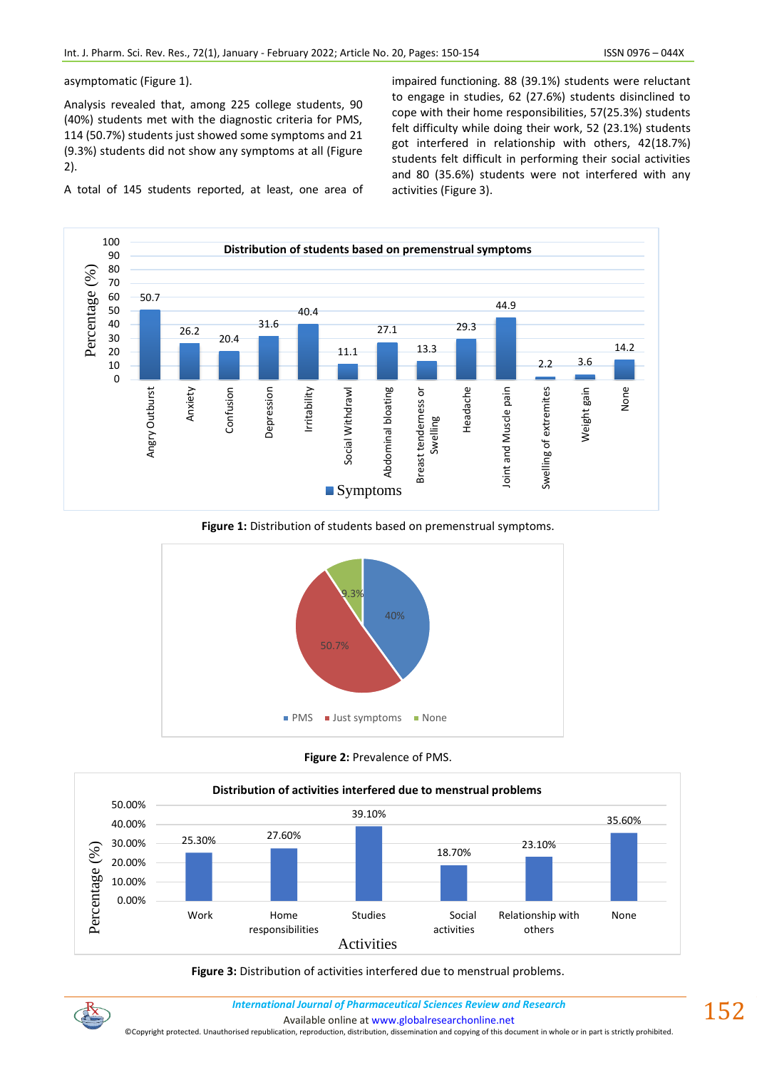asymptomatic (Figure 1).

Analysis revealed that, among 225 college students, 90 (40%) students met with the diagnostic criteria for PMS, 114 (50.7%) students just showed some symptoms and 21 (9.3%) students did not show any symptoms at all (Figure 2).

A total of 145 students reported, at least, one area of impaired functioning. 88 (39.1%) students were reluctant to engage in studies, 62 (27.6%) students disinclined to cope with their home responsibilities, 57(25.3%) students felt difficulty while doing their work, 52 (23.1%) students got interfered in relationship with others, 42(18.7%) students felt difficult in performing their social activities and 80 (35.6%) students were not interfered with any activities (Figure 3).

Distribution of students based on premenstrual symptoms

Percentage (%)

100
90
80
70
60
50
40
30
20
10
0

50.7
26.2
20.4
31.6
40.4
11.1
27.1
13.3
29.3
44.9
2.2
3.6
14.2

Angry Outburst
Anxiety
Confusion
Depression
Irritability
Social Withdrawl
Abdominal bloating
Breast tenderness or Swelling
Headache
Joint and Muscle pain
Swelling of extremites
Weight gain
None

Symptoms

**Figure 1:** Distribution of students based on premenstrual symptoms.

9.3%
40%
50.7%

PMS
Just symptoms
None

**Figure 2:** Prevalence of PMS.

Distribution of activities interfered due to menstrual problems

Percentage (%)

50.00%
40.00%
30.00%
20.00%
10.00%
0.00%

25.30%
27.60%
39.10%
18.70%
23.10%
35.60%

Work
Home responsibilities
Studies
Social activities
Relationship with others
None

Activities

**Figure 3:** Distribution of activities interfered due to menstrual problems.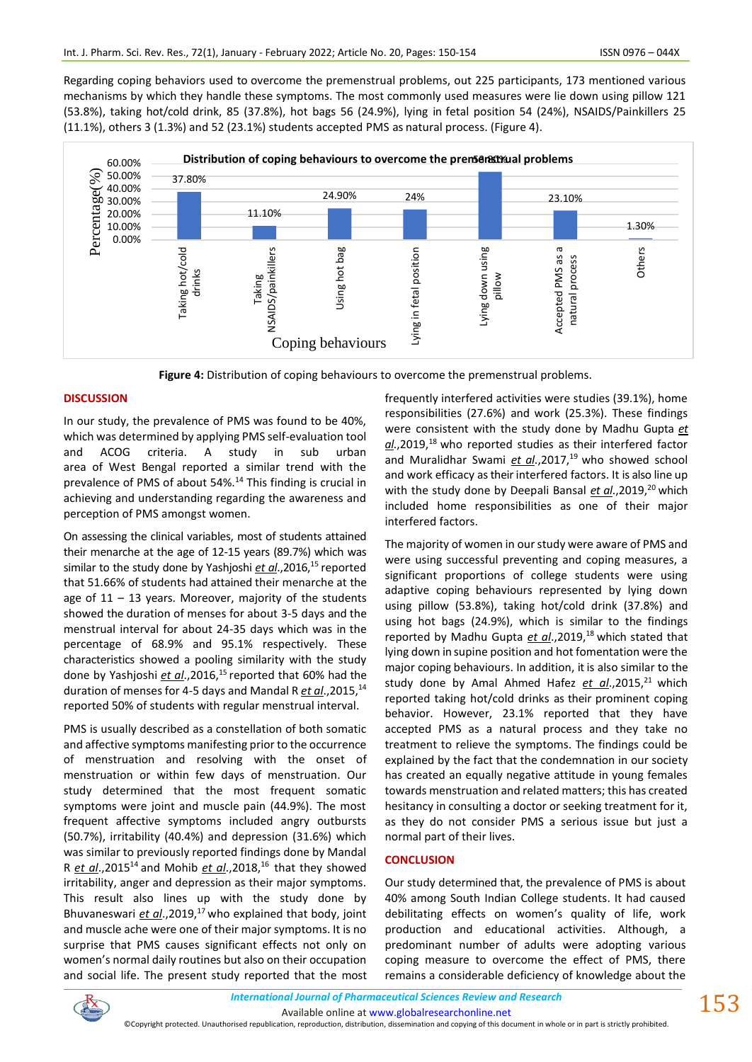Regarding coping behaviors used to overcome the premenstrual problems, out 225 participants, 173 mentioned various mechanisms by which they handle these symptoms. The most commonly used measures were lie down using pillow 121 (53.8%), taking hot/cold drink, 85 (37.8%), hot bags 56 (24.9%), lying in fetal position 54 (24%), NSAIDS/Painkillers 25 (11.1%), others 3 (1.3%) and 52 (23.1%) students accepted PMS as natural process. (Figure 4).

Distribution of coping behaviours to overcome the premenstrual problems

Percentage(%)

60.00%
50.00%
40.00%
30.00%
20.00%
10.00%
0.00%

37.80%
11.10%
24.90%
24%
53.80%
23.10%
1.30%

Taking hot/cold drinks
Taking NSAIDS/painkillers
Using hot bag
Lying in fetal position
Lying down using pillow
Accepted PMS as a natural process
Others

Coping behaviours

**Figure 4:** Distribution of coping behaviours to overcome the premenstrual problems.

## DISCUSSION

In our study, the prevalence of PMS was found to be 40%, which was determined by applying PMS self-evaluation tool and ACOG criteria. A study in sub urban area of West Bengal reported a similar trend with the prevalence of PMS of about 54%.[14] This finding is crucial in achieving and understanding regarding the awareness and perception of PMS amongst women.

On assessing the clinical variables, most of students attained their menarche at the age of 12-15 years (89.7%) which was similar to the study done by Yashjoshi *et al*.,2016,[15] reported that 51.66% of students had attained their menarche at the age of 11 – 13 years. Moreover, majority of the students showed the duration of menses for about 3-5 days and the menstrual interval for about 24-35 days which was in the percentage of 68.9% and 95.1% respectively. These characteristics showed a pooling similarity with the study done by Yashjoshi *et al*.,2016,[15] reported that 60% had the duration of menses for 4-5 days and Mandal R *et al*.,2015,[14] reported 50% of students with regular menstrual interval.

PMS is usually described as a constellation of both somatic and affective symptoms manifesting prior to the occurrence of menstruation and resolving with the onset of menstruation or within few days of menstruation. Our study determined that the most frequent somatic symptoms were joint and muscle pain (44.9%). The most frequent affective symptoms included angry outbursts (50.7%), irritability (40.4%) and depression (31.6%) which was similar to previously reported findings done by Mandal R *et al*.,2015[14] and Mohib *et al*.,2018,[16] that they showed irritability, anger and depression as their major symptoms. This result also lines up with the study done by Bhuvaneswari *et al*.,2019,[17] who explained that body, joint and muscle ache were one of their major symptoms. It is no surprise that PMS causes significant effects not only on women's normal daily routines but also on their occupation and social life. The present study reported that the most frequently interfered activities were studies (39.1%), home responsibilities (27.6%) and work (25.3%). These findings were consistent with the study done by Madhu Gupta *et al*.,2019,[18] who reported studies as their interfered factor and Muralidhar Swami *et al*.,2017,[19] who showed school and work efficacy as their interfered factors. It is also line up with the study done by Deepali Bansal *et al*.,2019,[20] which included home responsibilities as one of their major interfered factors.

The majority of women in our study were aware of PMS and were using successful preventing and coping measures, a significant proportions of college students were using adaptive coping behaviours represented by lying down using pillow (53.8%), taking hot/cold drink (37.8%) and using hot bags (24.9%), which is similar to the findings reported by Madhu Gupta *et al*.,2019,[18] which stated that lying down in supine position and hot fomentation were the major coping behaviours. In addition, it is also similar to the study done by Amal Ahmed Hafez *et al*.,2015,[21] which reported taking hot/cold drinks as their prominent coping behavior. However, 23.1% reported that they have accepted PMS as a natural process and they take no treatment to relieve the symptoms. The findings could be explained by the fact that the condemnation in our society has created an equally negative attitude in young females towards menstruation and related matters; this has created hesitancy in consulting a doctor or seeking treatment for it, as they do not consider PMS a serious issue but just a normal part of their lives.

## CONCLUSION

Our study determined that, the prevalence of PMS is about 40% among South Indian College students. It had caused debilitating effects on women's quality of life, work production and educational activities. Although, a predominant number of adults were adopting various coping measure to overcome the effect of PMS, there remains a considerable deficiency of knowledge about the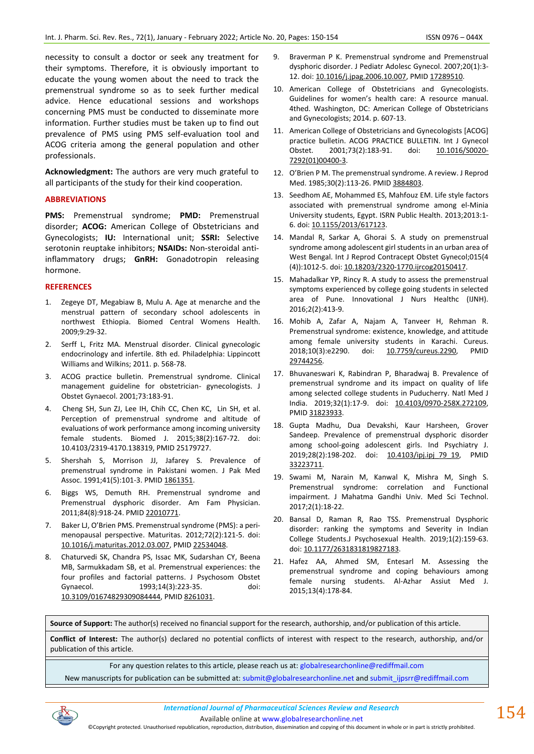necessity to consult a doctor or seek any treatment for their symptoms. Therefore, it is obviously important to educate the young women about the need to track the premenstrual syndrome so as to seek further medical advice. Hence educational sessions and workshops concerning PMS must be conducted to disseminate more information. Further studies must be taken up to find out prevalence of PMS using PMS self-evaluation tool and ACOG criteria among the general population and other professionals.

**Acknowledgment:** The authors are very much grateful to all participants of the study for their kind cooperation.

## ABBREVIATIONS

**PMS:** Premenstrual syndrome; **PMD:** Premenstrual disorder; **ACOG:** American College of Obstetricians and Gynecologists; **IU:** International unit; **SSRI:** Selective serotonin reuptake inhibitors; **NSAIDs:** Non-steroidal anti-inflammatory drugs; **GnRH:** Gonadotropin releasing hormone.

## REFERENCES

1. Zegeye DT, Megabiaw B, Mulu A. Age at menarche and the menstrual pattern of secondary school adolescents in northwest Ethiopia. Biomed Central Womens Health. 2009;9:29-32.
2. Serff L, Fritz MA. Menstrual disorder. Clinical gynecologic endocrinology and infertile. 8th ed. Philadelphia: Lippincott Williams and Wilkins; 2011. p. 568-78.
3. ACOG practice bulletin. Premenstrual syndrome. Clinical management guideline for obstetrician- gynecologists. J Obstet Gynaecol. 2001;73:183-91.
4. Cheng SH, Sun ZJ, Lee IH, Chih CC, Chen KC, Lin SH, et al. Perception of premenstrual syndrome and altitude of evaluations of work performance among incoming university female students. Biomed J. 2015;38(2):167-72. doi: 10.4103/2319-4170.138319, PMID 25179727.
5. Shershah S, Morrison JJ, Jafarey S. Prevalence of premenstrual syndrome in Pakistani women. J Pak Med Assoc. 1991;41(5):101-3. PMID 1861351.
6. Biggs WS, Demuth RH. Premenstrual syndrome and Premenstrual dysphoric disorder. Am Fam Physician. 2011;84(8):918-24. PMID 22010771.
7. Baker LJ, O'Brien PMS. Premenstrual syndrome (PMS): a peri-menopausal perspective. Maturitas. 2012;72(2):121-5. doi: 10.1016/j.maturitas.2012.03.007, PMID 22534048.
8. Chaturvedi SK, Chandra PS, Issac MK, Sudarshan CY, Beena MB, Sarmukkadam SB, et al. Premenstrual experiences: the four profiles and factorial patterns. J Psychosom Obstet Gynaecol. 1993;14(3):223-35. doi: 10.3109/01674829309084444, PMID 8261031.
9. Braverman P K. Premenstrual syndrome and Premenstrual dysphoric disorder. J Pediatr Adolesc Gynecol. 2007;20(1):3-12. doi: 10.1016/j.jpag.2006.10.007, PMID 17289510.
10. American College of Obstetricians and Gynecologists. Guidelines for women's health care: A resource manual. 4thed. Washington, DC: American College of Obstetricians and Gynecologists; 2014. p. 607-13.
11. American College of Obstetricians and Gynecologists [ACOG] practice bulletin. ACOG PRACTICE BULLETIN. Int J Gynecol Obstet. 2001;73(2):183-91. doi: 10.1016/S0020-7292(01)00400-3.
12. O'Brien P M. The premenstrual syndrome. A review. J Reprod Med. 1985;30(2):113-26. PMID 3884803.
13. Seedhom AE, Mohammed ES, Mahfouz EM. Life style factors associated with premenstrual syndrome among el-Minia University students, Egypt. ISRN Public Health. 2013;2013:1-6. doi: 10.1155/2013/617123.
14. Mandal R, Sarkar A, Ghorai S. A study on premenstrual syndrome among adolescent girl students in an urban area of West Bengal. Int J Reprod Contracept Obstet Gynecol;015(4 (4)):1012-5. doi: 10.18203/2320-1770.ijrcog20150417.
15. Mahadalkar YP, Rincy R. A study to assess the premenstrual symptoms experienced by college going students in selected area of Pune. Innovational J Nurs Healthc (IJNH). 2016;2(2):413-9.
16. Mohib A, Zafar A, Najam A, Tanveer H, Rehman R. Premenstrual syndrome: existence, knowledge, and attitude among female university students in Karachi. Cureus. 2018;10(3):e2290. doi: 10.7759/cureus.2290, PMID 29744256.
17. Bhuvaneswari K, Rabindran P, Bharadwaj B. Prevalence of premenstrual syndrome and its impact on quality of life among selected college students in Puducherry. Natl Med J India. 2019;32(1):17-9. doi: 10.4103/0970-258X.272109, PMID 31823933.
18. Gupta Madhu, Dua Devakshi, Kaur Harsheen, Grover Sandeep. Prevalence of premenstrual dysphoric disorder among school-going adolescent girls. Ind Psychiatry J. 2019;28(2):198-202. doi: 10.4103/ipj.ipj_79_19, PMID 33223711.
19. Swami M, Narain M, Kanwal K, Mishra M, Singh S. Premenstrual syndrome: correlation and Functional impairment. J Mahatma Gandhi Univ. Med Sci Technol. 2017;2(1):18-22.
20. Bansal D, Raman R, Rao TSS. Premenstrual Dysphoric disorder: ranking the symptoms and Severity in Indian College Students.J Psychosexual Health. 2019;1(2):159-63. doi: 10.1177/2631831819827183.
21. Hafez AA, Ahmed SM, Entesarl M. Assessing the premenstrual syndrome and coping behaviours among female nursing students. Al-Azhar Assiut Med J. 2015;13(4):178-84.

**Source of Support:** The author(s) received no financial support for the research, authorship, and/or publication of this article.

**Conflict of Interest:** The author(s) declared no potential conflicts of interest with respect to the research, authorship, and/or publication of this article.

For any question relates to this article, please reach us at: globalresearchonline@rediffmail.com

New manuscripts for publication can be submitted at: submit@globalresearchonline.net and submit_ijpsrr@rediffmail.com